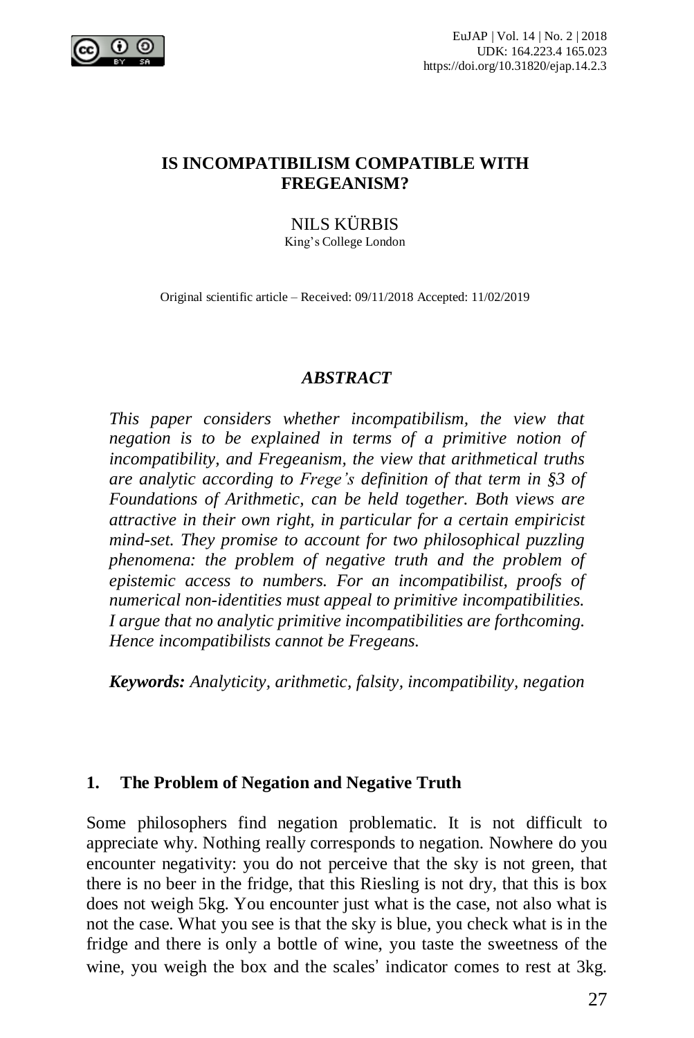# IS INCOMPATIBILISM COMPATIBLE WITH FREGEANISM?

NILS KÜRBIS
King's College London

Original scientific article – Received: 09/11/2018 Accepted: 11/02/2019

## *ABSTRACT*

*This paper considers whether incompatibilism, the view that negation is to be explained in terms of a primitive notion of incompatibility, and Fregeanism, the view that arithmetical truths are analytic according to Frege's definition of that term in §3 of Foundations of Arithmetic, can be held together. Both views are attractive in their own right, in particular for a certain empiricist mind-set. They promise to account for two philosophical puzzling phenomena: the problem of negative truth and the problem of epistemic access to numbers. For an incompatibilist, proofs of numerical non-identities must appeal to primitive incompatibilities. I argue that no analytic primitive incompatibilities are forthcoming. Hence incompatibilists cannot be Fregeans.*

***Keywords:*** *Analyticity, arithmetic, falsity, incompatibility, negation*

## 1. The Problem of Negation and Negative Truth

Some philosophers find negation problematic. It is not difficult to appreciate why. Nothing really corresponds to negation. Nowhere do you encounter negativity: you do not perceive that the sky is not green, that there is no beer in the fridge, that this Riesling is not dry, that this is box does not weigh 5kg. You encounter just what is the case, not also what is not the case. What you see is that the sky is blue, you check what is in the fridge and there is only a bottle of wine, you taste the sweetness of the wine, you weigh the box and the scales' indicator comes to rest at 3kg.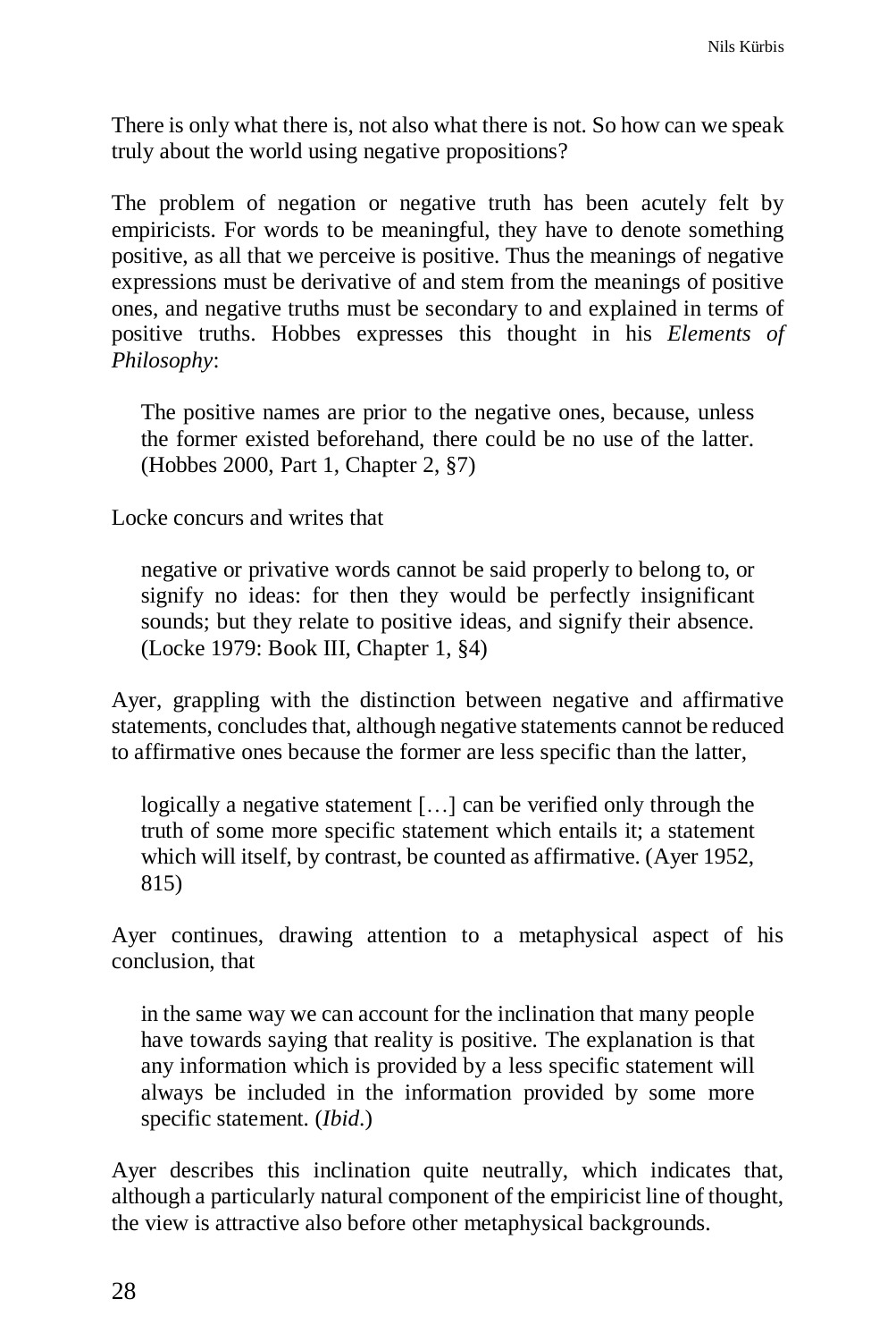There is only what there is, not also what there is not. So how can we speak truly about the world using negative propositions?

The problem of negation or negative truth has been acutely felt by empiricists. For words to be meaningful, they have to denote something positive, as all that we perceive is positive. Thus the meanings of negative expressions must be derivative of and stem from the meanings of positive ones, and negative truths must be secondary to and explained in terms of positive truths. Hobbes expresses this thought in his *Elements of Philosophy*:

> The positive names are prior to the negative ones, because, unless the former existed beforehand, there could be no use of the latter. (Hobbes 2000, Part 1, Chapter 2, §7)

Locke concurs and writes that

> negative or privative words cannot be said properly to belong to, or signify no ideas: for then they would be perfectly insignificant sounds; but they relate to positive ideas, and signify their absence. (Locke 1979: Book III, Chapter 1, §4)

Ayer, grappling with the distinction between negative and affirmative statements, concludes that, although negative statements cannot be reduced to affirmative ones because the former are less specific than the latter,

> logically a negative statement […] can be verified only through the truth of some more specific statement which entails it; a statement which will itself, by contrast, be counted as affirmative. (Ayer 1952, 815)

Ayer continues, drawing attention to a metaphysical aspect of his conclusion, that

> in the same way we can account for the inclination that many people have towards saying that reality is positive. The explanation is that any information which is provided by a less specific statement will always be included in the information provided by some more specific statement. (*Ibid.*)

Ayer describes this inclination quite neutrally, which indicates that, although a particularly natural component of the empiricist line of thought, the view is attractive also before other metaphysical backgrounds.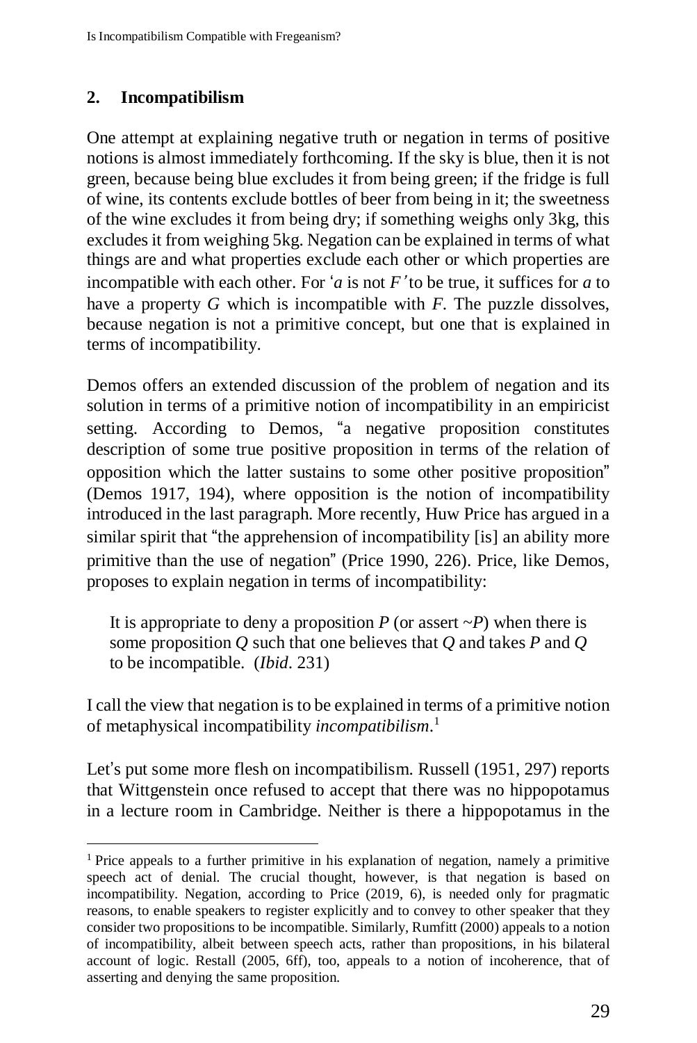## 2. Incompatibilism

One attempt at explaining negative truth or negation in terms of positive notions is almost immediately forthcoming. If the sky is blue, then it is not green, because being blue excludes it from being green; if the fridge is full of wine, its contents exclude bottles of beer from being in it; the sweetness of the wine excludes it from being dry; if something weighs only 3kg, this excludes it from weighing 5kg. Negation can be explained in terms of what things are and what properties exclude each other or which properties are incompatible with each other. For '*a* is not *F*' to be true, it suffices for *a* to have a property *G* which is incompatible with *F*. The puzzle dissolves, because negation is not a primitive concept, but one that is explained in terms of incompatibility.

Demos offers an extended discussion of the problem of negation and its solution in terms of a primitive notion of incompatibility in an empiricist setting. According to Demos, "a negative proposition constitutes description of some true positive proposition in terms of the relation of opposition which the latter sustains to some other positive proposition" (Demos 1917, 194), where opposition is the notion of incompatibility introduced in the last paragraph. More recently, Huw Price has argued in a similar spirit that "the apprehension of incompatibility [is] an ability more primitive than the use of negation" (Price 1990, 226). Price, like Demos, proposes to explain negation in terms of incompatibility:

> It is appropriate to deny a proposition *P* (or assert ~*P*) when there is some proposition *Q* such that one believes that *Q* and takes *P* and *Q* to be incompatible. (*Ibid*. 231)

I call the view that negation is to be explained in terms of a primitive notion of metaphysical incompatibility *incompatibilism*.[1]

Let's put some more flesh on incompatibilism. Russell (1951, 297) reports that Wittgenstein once refused to accept that there was no hippopotamus in a lecture room in Cambridge. Neither is there a hippopotamus in the

---

[1] Price appeals to a further primitive in his explanation of negation, namely a primitive speech act of denial. The crucial thought, however, is that negation is based on incompatibility. Negation, according to Price (2019, 6), is needed only for pragmatic reasons, to enable speakers to register explicitly and to convey to other speaker that they consider two propositions to be incompatible. Similarly, Rumfitt (2000) appeals to a notion of incompatibility, albeit between speech acts, rather than propositions, in his bilateral account of logic. Restall (2005, 6ff), too, appeals to a notion of incoherence, that of asserting and denying the same proposition.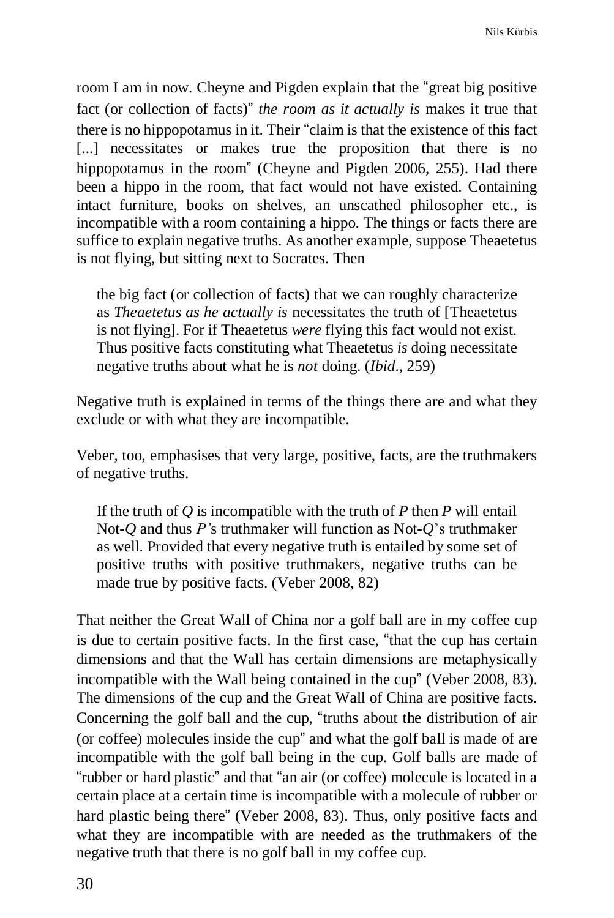room I am in now. Cheyne and Pigden explain that the "great big positive fact (or collection of facts)" *the room as it actually is* makes it true that there is no hippopotamus in it. Their "claim is that the existence of this fact [...] necessitates or makes true the proposition that there is no hippopotamus in the room" (Cheyne and Pigden 2006, 255). Had there been a hippo in the room, that fact would not have existed. Containing intact furniture, books on shelves, an unscathed philosopher etc., is incompatible with a room containing a hippo. The things or facts there are suffice to explain negative truths. As another example, suppose Theaetetus is not flying, but sitting next to Socrates. Then

> the big fact (or collection of facts) that we can roughly characterize as *Theaetetus as he actually is* necessitates the truth of [Theaetetus is not flying]. For if Theaetetus *were* flying this fact would not exist. Thus positive facts constituting what Theaetetus *is* doing necessitate negative truths about what he is *not* doing. (*Ibid*., 259)

Negative truth is explained in terms of the things there are and what they exclude or with what they are incompatible.

Veber, too, emphasises that very large, positive, facts, are the truthmakers of negative truths.

> If the truth of *Q* is incompatible with the truth of *P* then *P* will entail Not-*Q* and thus *P'*s truthmaker will function as Not-*Q*'s truthmaker as well. Provided that every negative truth is entailed by some set of positive truths with positive truthmakers, negative truths can be made true by positive facts. (Veber 2008, 82)

That neither the Great Wall of China nor a golf ball are in my coffee cup is due to certain positive facts. In the first case, "that the cup has certain dimensions and that the Wall has certain dimensions are metaphysically incompatible with the Wall being contained in the cup" (Veber 2008, 83). The dimensions of the cup and the Great Wall of China are positive facts. Concerning the golf ball and the cup, "truths about the distribution of air (or coffee) molecules inside the cup" and what the golf ball is made of are incompatible with the golf ball being in the cup. Golf balls are made of "rubber or hard plastic" and that "an air (or coffee) molecule is located in a certain place at a certain time is incompatible with a molecule of rubber or hard plastic being there" (Veber 2008, 83). Thus, only positive facts and what they are incompatible with are needed as the truthmakers of the negative truth that there is no golf ball in my coffee cup.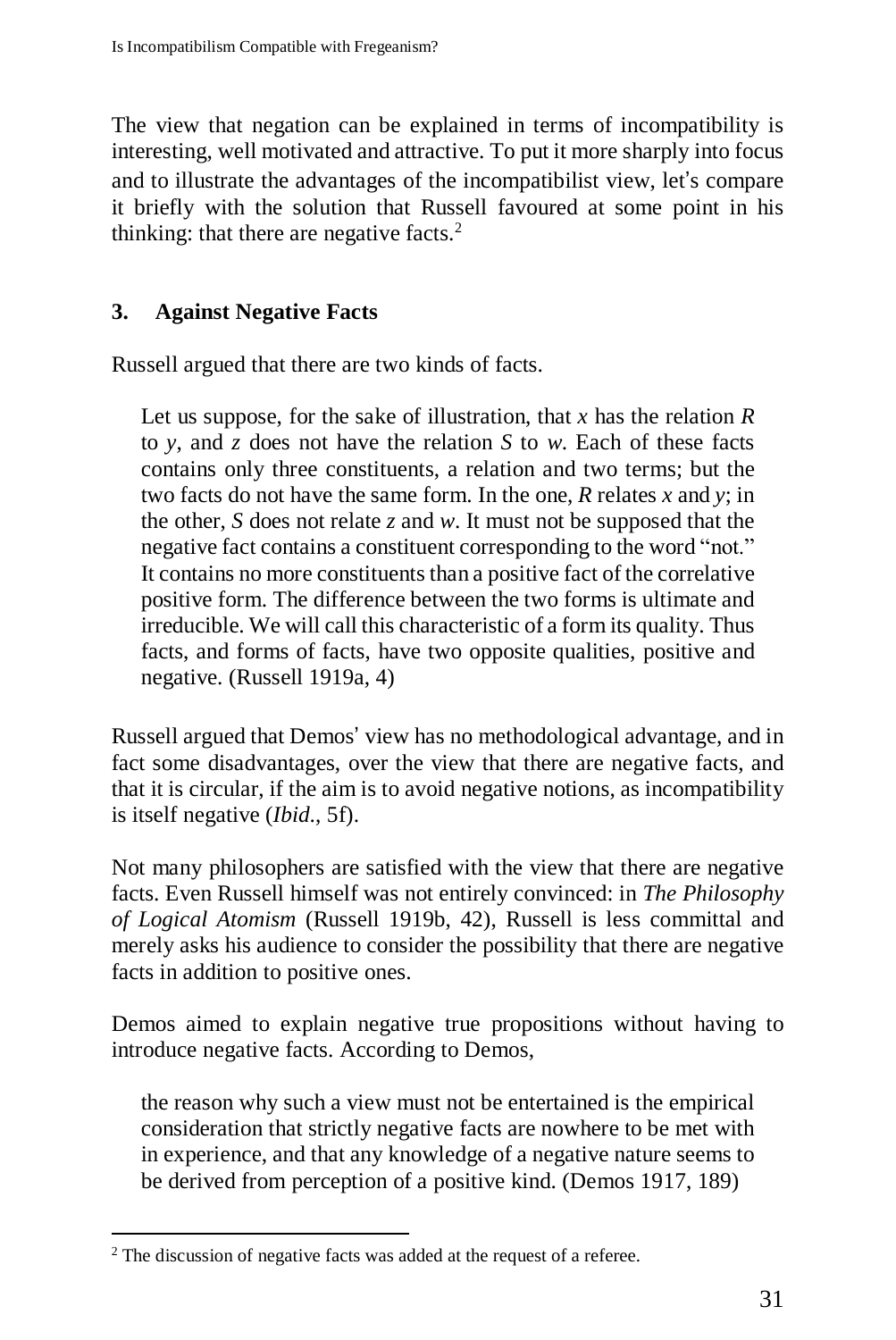The view that negation can be explained in terms of incompatibility is interesting, well motivated and attractive. To put it more sharply into focus and to illustrate the advantages of the incompatibilist view, let's compare it briefly with the solution that Russell favoured at some point in his thinking: that there are negative facts.[2]

## 3. Against Negative Facts

Russell argued that there are two kinds of facts.

> Let us suppose, for the sake of illustration, that *x* has the relation *R* to *y*, and *z* does not have the relation *S* to *w*. Each of these facts contains only three constituents, a relation and two terms; but the two facts do not have the same form. In the one, *R* relates *x* and *y*; in the other, *S* does not relate *z* and *w*. It must not be supposed that the negative fact contains a constituent corresponding to the word "not." It contains no more constituents than a positive fact of the correlative positive form. The difference between the two forms is ultimate and irreducible. We will call this characteristic of a form its quality. Thus facts, and forms of facts, have two opposite qualities, positive and negative. (Russell 1919a, 4)

Russell argued that Demos' view has no methodological advantage, and in fact some disadvantages, over the view that there are negative facts, and that it is circular, if the aim is to avoid negative notions, as incompatibility is itself negative (*Ibid*., 5f).

Not many philosophers are satisfied with the view that there are negative facts. Even Russell himself was not entirely convinced: in *The Philosophy of Logical Atomism* (Russell 1919b, 42), Russell is less committal and merely asks his audience to consider the possibility that there are negative facts in addition to positive ones.

Demos aimed to explain negative true propositions without having to introduce negative facts. According to Demos,

> the reason why such a view must not be entertained is the empirical consideration that strictly negative facts are nowhere to be met with in experience, and that any knowledge of a negative nature seems to be derived from perception of a positive kind. (Demos 1917, 189)

[2] The discussion of negative facts was added at the request of a referee.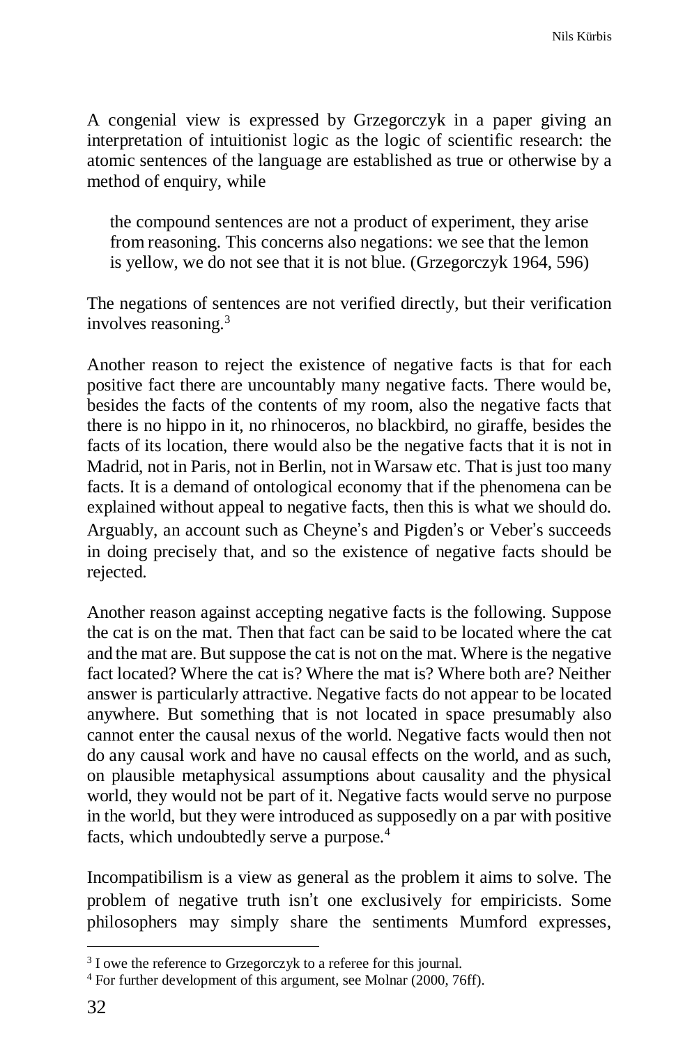A congenial view is expressed by Grzegorczyk in a paper giving an interpretation of intuitionist logic as the logic of scientific research: the atomic sentences of the language are established as true or otherwise by a method of enquiry, while

> the compound sentences are not a product of experiment, they arise from reasoning. This concerns also negations: we see that the lemon is yellow, we do not see that it is not blue. (Grzegorczyk 1964, 596)

The negations of sentences are not verified directly, but their verification involves reasoning.[3]

Another reason to reject the existence of negative facts is that for each positive fact there are uncountably many negative facts. There would be, besides the facts of the contents of my room, also the negative facts that there is no hippo in it, no rhinoceros, no blackbird, no giraffe, besides the facts of its location, there would also be the negative facts that it is not in Madrid, not in Paris, not in Berlin, not in Warsaw etc. That is just too many facts. It is a demand of ontological economy that if the phenomena can be explained without appeal to negative facts, then this is what we should do. Arguably, an account such as Cheyne's and Pigden's or Veber's succeeds in doing precisely that, and so the existence of negative facts should be rejected.

Another reason against accepting negative facts is the following. Suppose the cat is on the mat. Then that fact can be said to be located where the cat and the mat are. But suppose the cat is not on the mat. Where is the negative fact located? Where the cat is? Where the mat is? Where both are? Neither answer is particularly attractive. Negative facts do not appear to be located anywhere. But something that is not located in space presumably also cannot enter the causal nexus of the world. Negative facts would then not do any causal work and have no causal effects on the world, and as such, on plausible metaphysical assumptions about causality and the physical world, they would not be part of it. Negative facts would serve no purpose in the world, but they were introduced as supposedly on a par with positive facts, which undoubtedly serve a purpose.[4]

Incompatibilism is a view as general as the problem it aims to solve. The problem of negative truth isn't one exclusively for empiricists. Some philosophers may simply share the sentiments Mumford expresses,

[3] I owe the reference to Grzegorczyk to a referee for this journal.

[4] For further development of this argument, see Molnar (2000, 76ff).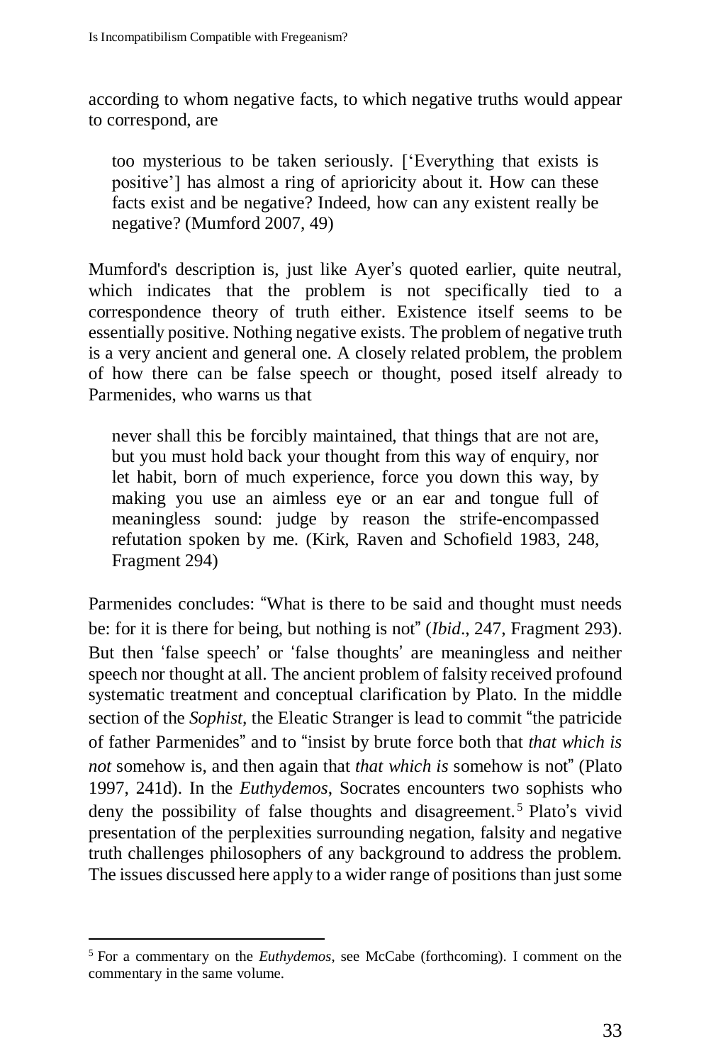according to whom negative facts, to which negative truths would appear to correspond, are

> too mysterious to be taken seriously. ['Everything that exists is positive'] has almost a ring of aprioricity about it. How can these facts exist and be negative? Indeed, how can any existent really be negative? (Mumford 2007, 49)

Mumford's description is, just like Ayer's quoted earlier, quite neutral, which indicates that the problem is not specifically tied to a correspondence theory of truth either. Existence itself seems to be essentially positive. Nothing negative exists. The problem of negative truth is a very ancient and general one. A closely related problem, the problem of how there can be false speech or thought, posed itself already to Parmenides, who warns us that

> never shall this be forcibly maintained, that things that are not are, but you must hold back your thought from this way of enquiry, nor let habit, born of much experience, force you down this way, by making you use an aimless eye or an ear and tongue full of meaningless sound: judge by reason the strife-encompassed refutation spoken by me. (Kirk, Raven and Schofield 1983, 248, Fragment 294)

Parmenides concludes: "What is there to be said and thought must needs be: for it is there for being, but nothing is not" (*Ibid*., 247, Fragment 293). But then 'false speech' or 'false thoughts' are meaningless and neither speech nor thought at all. The ancient problem of falsity received profound systematic treatment and conceptual clarification by Plato. In the middle section of the *Sophist*, the Eleatic Stranger is lead to commit "the patricide of father Parmenides" and to "insist by brute force both that *that which is not* somehow is, and then again that *that which is* somehow is not" (Plato 1997, 241d). In the *Euthydemos*, Socrates encounters two sophists who deny the possibility of false thoughts and disagreement.[5] Plato's vivid presentation of the perplexities surrounding negation, falsity and negative truth challenges philosophers of any background to address the problem. The issues discussed here apply to a wider range of positions than just some

[5] For a commentary on the *Euthydemos*, see McCabe (forthcoming). I comment on the commentary in the same volume.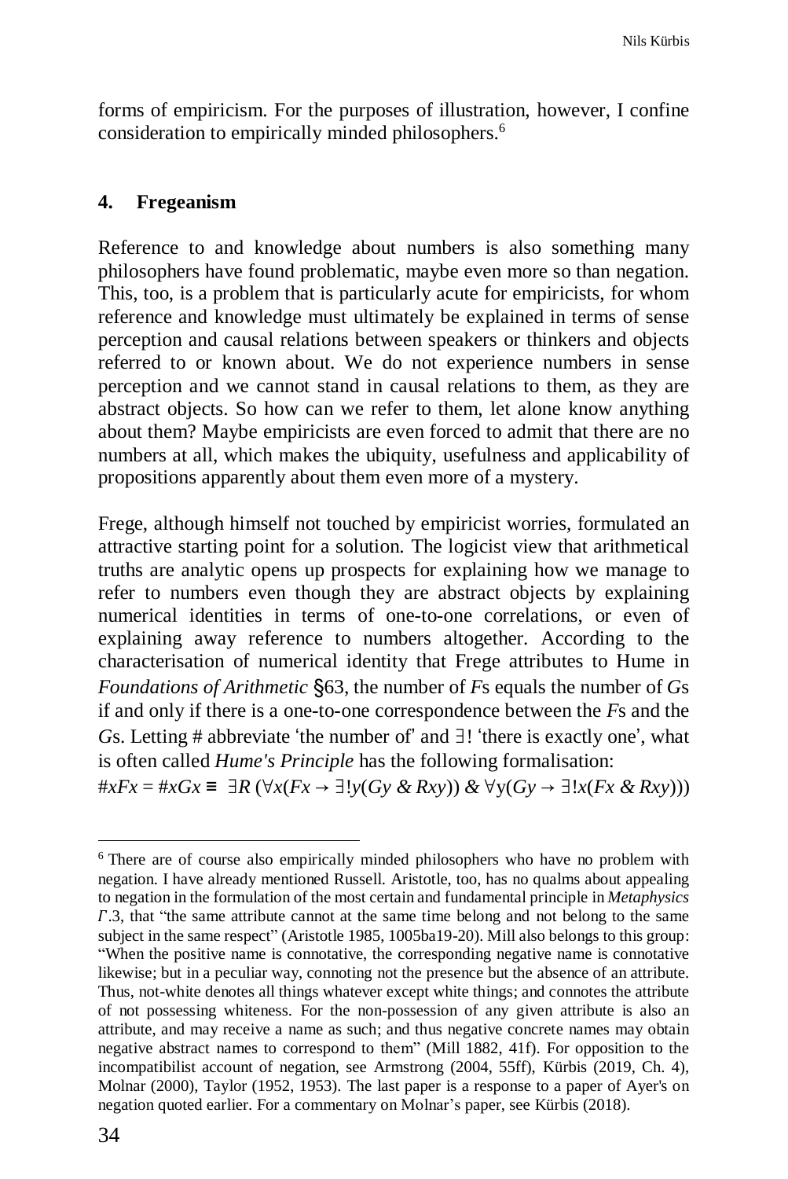forms of empiricism. For the purposes of illustration, however, I confine consideration to empirically minded philosophers.[6]

## 4. Fregeanism

Reference to and knowledge about numbers is also something many philosophers have found problematic, maybe even more so than negation. This, too, is a problem that is particularly acute for empiricists, for whom reference and knowledge must ultimately be explained in terms of sense perception and causal relations between speakers or thinkers and objects referred to or known about. We do not experience numbers in sense perception and we cannot stand in causal relations to them, as they are abstract objects. So how can we refer to them, let alone know anything about them? Maybe empiricists are even forced to admit that there are no numbers at all, which makes the ubiquity, usefulness and applicability of propositions apparently about them even more of a mystery.

Frege, although himself not touched by empiricist worries, formulated an attractive starting point for a solution. The logicist view that arithmetical truths are analytic opens up prospects for explaining how we manage to refer to numbers even though they are abstract objects by explaining numerical identities in terms of one-to-one correlations, or even of explaining away reference to numbers altogether. According to the characterisation of numerical identity that Frege attributes to Hume in *Foundations of Arithmetic* §63, the number of *F*s equals the number of *G*s if and only if there is a one-to-one correspondence between the *F*s and the *G*s. Letting # abbreviate 'the number of' and $\exists!$ 'there is exactly one', what is often called *Hume's Principle* has the following formalisation:

$$\#xFx = \#xGx \equiv \exists R\,(\forall x(Fx \rightarrow \exists!y(Gy \,\&\, Rxy)) \,\&\, \forall y(Gy \rightarrow \exists!x(Fx \,\&\, Rxy)))$$

---

[6] There are of course also empirically minded philosophers who have no problem with negation. I have already mentioned Russell. Aristotle, too, has no qualms about appealing to negation in the formulation of the most certain and fundamental principle in *Metaphysics Γ*.3, that "the same attribute cannot at the same time belong and not belong to the same subject in the same respect" (Aristotle 1985, 1005ba19-20). Mill also belongs to this group: "When the positive name is connotative, the corresponding negative name is connotative likewise; but in a peculiar way, connoting not the presence but the absence of an attribute. Thus, not-white denotes all things whatever except white things; and connotes the attribute of not possessing whiteness. For the non-possession of any given attribute is also an attribute, and may receive a name as such; and thus negative concrete names may obtain negative abstract names to correspond to them" (Mill 1882, 41f). For opposition to the incompatibilist account of negation, see Armstrong (2004, 55ff), Kürbis (2019, Ch. 4), Molnar (2000), Taylor (1952, 1953). The last paper is a response to a paper of Ayer's on negation quoted earlier. For a commentary on Molnar's paper, see Kürbis (2018).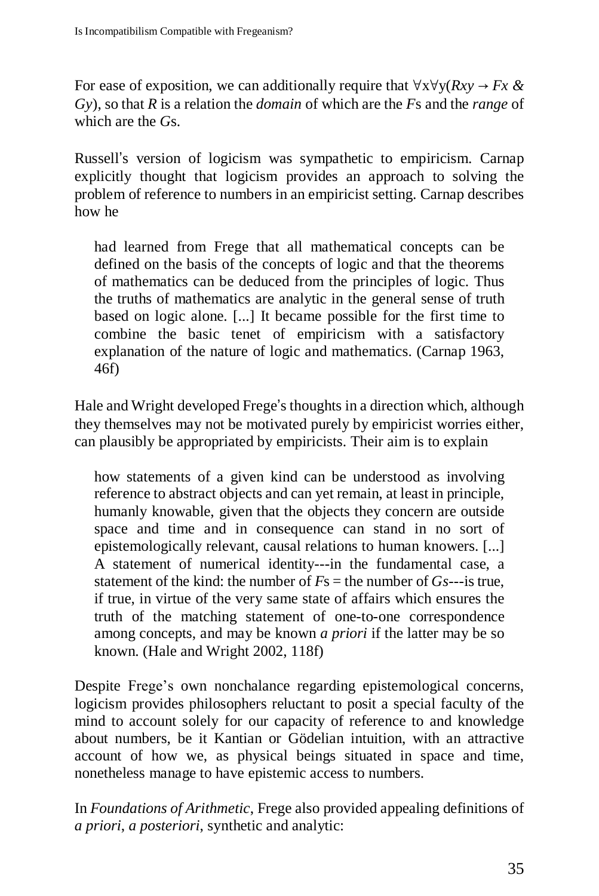For ease of exposition, we can additionally require that $\forall x \forall y(Rxy \rightarrow Fx \,\&\, Gy)$, so that $R$ is a relation the *domain* of which are the $F$s and the *range* of which are the $G$s.

Russell's version of logicism was sympathetic to empiricism. Carnap explicitly thought that logicism provides an approach to solving the problem of reference to numbers in an empiricist setting. Carnap describes how he

> had learned from Frege that all mathematical concepts can be defined on the basis of the concepts of logic and that the theorems of mathematics can be deduced from the principles of logic. Thus the truths of mathematics are analytic in the general sense of truth based on logic alone. [...] It became possible for the first time to combine the basic tenet of empiricism with a satisfactory explanation of the nature of logic and mathematics. (Carnap 1963, 46f)

Hale and Wright developed Frege's thoughts in a direction which, although they themselves may not be motivated purely by empiricist worries either, can plausibly be appropriated by empiricists. Their aim is to explain

> how statements of a given kind can be understood as involving reference to abstract objects and can yet remain, at least in principle, humanly knowable, given that the objects they concern are outside space and time and in consequence can stand in no sort of epistemologically relevant, causal relations to human knowers. [...] A statement of numerical identity---in the fundamental case, a statement of the kind: the number of $F$s = the number of $G$s---is true, if true, in virtue of the very same state of affairs which ensures the truth of the matching statement of one-to-one correspondence among concepts, and may be known *a priori* if the latter may be so known. (Hale and Wright 2002, 118f)

Despite Frege's own nonchalance regarding epistemological concerns, logicism provides philosophers reluctant to posit a special faculty of the mind to account solely for our capacity of reference to and knowledge about numbers, be it Kantian or Gödelian intuition, with an attractive account of how we, as physical beings situated in space and time, nonetheless manage to have epistemic access to numbers.

In *Foundations of Arithmetic*, Frege also provided appealing definitions of *a priori*, *a posteriori*, synthetic and analytic: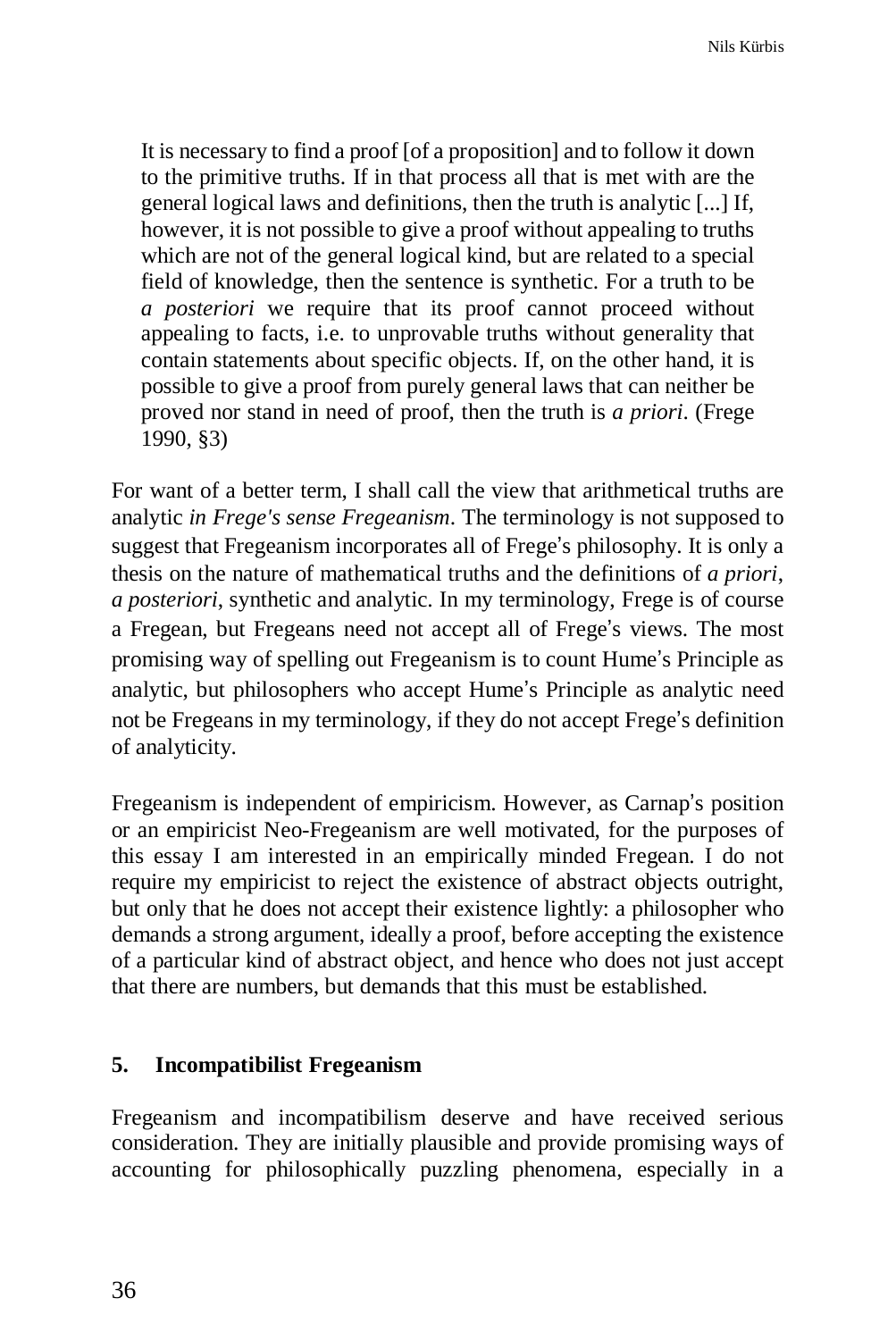> It is necessary to find a proof [of a proposition] and to follow it down to the primitive truths. If in that process all that is met with are the general logical laws and definitions, then the truth is analytic [...] If, however, it is not possible to give a proof without appealing to truths which are not of the general logical kind, but are related to a special field of knowledge, then the sentence is synthetic. For a truth to be *a posteriori* we require that its proof cannot proceed without appealing to facts, i.e. to unprovable truths without generality that contain statements about specific objects. If, on the other hand, it is possible to give a proof from purely general laws that can neither be proved nor stand in need of proof, then the truth is *a priori*. (Frege 1990, §3)

For want of a better term, I shall call the view that arithmetical truths are analytic *in Frege's sense Fregeanism*. The terminology is not supposed to suggest that Fregeanism incorporates all of Frege's philosophy. It is only a thesis on the nature of mathematical truths and the definitions of *a priori*, *a posteriori*, synthetic and analytic. In my terminology, Frege is of course a Fregean, but Fregeans need not accept all of Frege's views. The most promising way of spelling out Fregeanism is to count Hume's Principle as analytic, but philosophers who accept Hume's Principle as analytic need not be Fregeans in my terminology, if they do not accept Frege's definition of analyticity.

Fregeanism is independent of empiricism. However, as Carnap's position or an empiricist Neo-Fregeanism are well motivated, for the purposes of this essay I am interested in an empirically minded Fregean. I do not require my empiricist to reject the existence of abstract objects outright, but only that he does not accept their existence lightly: a philosopher who demands a strong argument, ideally a proof, before accepting the existence of a particular kind of abstract object, and hence who does not just accept that there are numbers, but demands that this must be established.

## 5. Incompatibilist Fregeanism

Fregeanism and incompatibilism deserve and have received serious consideration. They are initially plausible and provide promising ways of accounting for philosophically puzzling phenomena, especially in a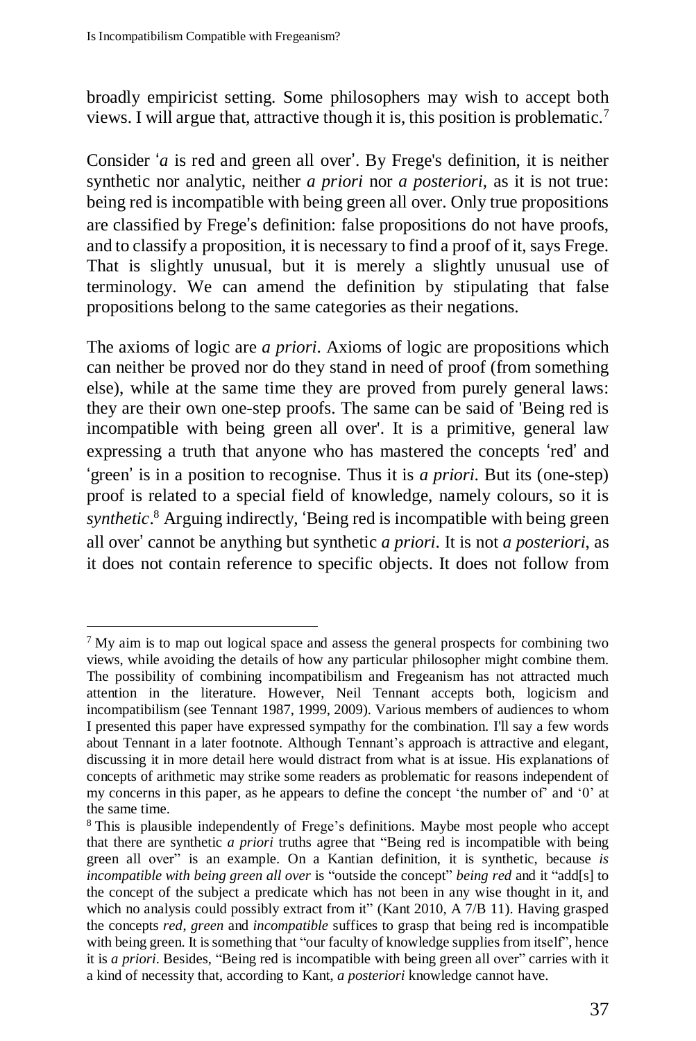broadly empiricist setting. Some philosophers may wish to accept both views. I will argue that, attractive though it is, this position is problematic.[7]

Consider '*a* is red and green all over'. By Frege's definition, it is neither synthetic nor analytic, neither *a priori* nor *a posteriori*, as it is not true: being red is incompatible with being green all over. Only true propositions are classified by Frege's definition: false propositions do not have proofs, and to classify a proposition, it is necessary to find a proof of it, says Frege. That is slightly unusual, but it is merely a slightly unusual use of terminology. We can amend the definition by stipulating that false propositions belong to the same categories as their negations.

The axioms of logic are *a priori*. Axioms of logic are propositions which can neither be proved nor do they stand in need of proof (from something else), while at the same time they are proved from purely general laws: they are their own one-step proofs. The same can be said of 'Being red is incompatible with being green all over'. It is a primitive, general law expressing a truth that anyone who has mastered the concepts 'red' and 'green' is in a position to recognise. Thus it is *a priori*. But its (one-step) proof is related to a special field of knowledge, namely colours, so it is *synthetic*.[8] Arguing indirectly, 'Being red is incompatible with being green all over' cannot be anything but synthetic *a priori*. It is not *a posteriori*, as it does not contain reference to specific objects. It does not follow from

---

[7] My aim is to map out logical space and assess the general prospects for combining two views, while avoiding the details of how any particular philosopher might combine them. The possibility of combining incompatibilism and Fregeanism has not attracted much attention in the literature. However, Neil Tennant accepts both, logicism and incompatibilism (see Tennant 1987, 1999, 2009). Various members of audiences to whom I presented this paper have expressed sympathy for the combination. I'll say a few words about Tennant in a later footnote. Although Tennant's approach is attractive and elegant, discussing it in more detail here would distract from what is at issue. His explanations of concepts of arithmetic may strike some readers as problematic for reasons independent of my concerns in this paper, as he appears to define the concept 'the number of' and '0' at the same time.

[8] This is plausible independently of Frege's definitions. Maybe most people who accept that there are synthetic *a priori* truths agree that "Being red is incompatible with being green all over" is an example. On a Kantian definition, it is synthetic, because *is incompatible with being green all over* is "outside the concept" *being red* and it "add[s] to the concept of the subject a predicate which has not been in any wise thought in it, and which no analysis could possibly extract from it" (Kant 2010, A 7/B 11). Having grasped the concepts *red*, *green* and *incompatible* suffices to grasp that being red is incompatible with being green. It is something that "our faculty of knowledge supplies from itself", hence it is *a priori*. Besides, "Being red is incompatible with being green all over" carries with it a kind of necessity that, according to Kant, *a posteriori* knowledge cannot have.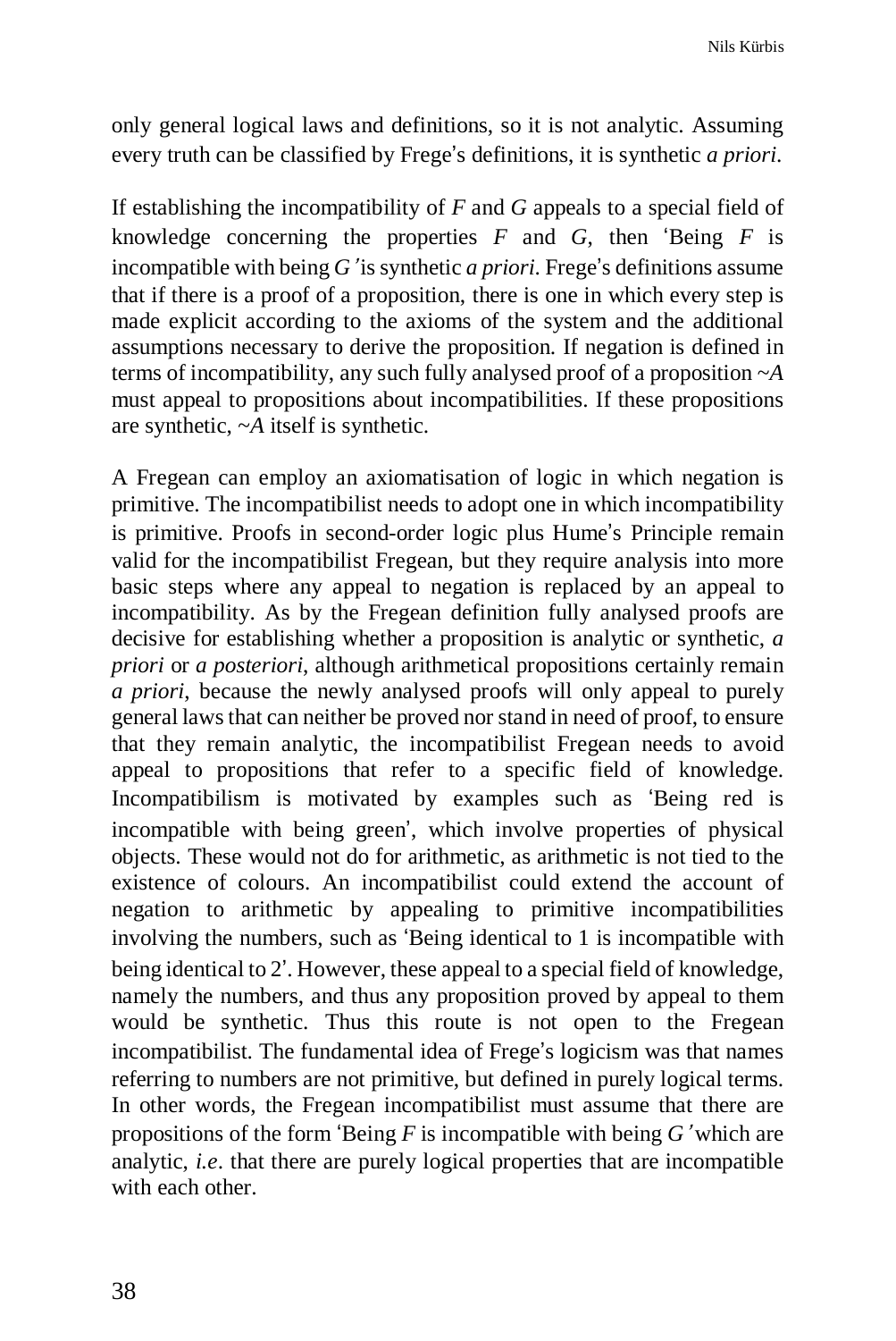only general logical laws and definitions, so it is not analytic. Assuming every truth can be classified by Frege's definitions, it is synthetic *a priori*.

If establishing the incompatibility of *F* and *G* appeals to a special field of knowledge concerning the properties *F* and *G*, then 'Being *F* is incompatible with being *G*' is synthetic *a priori*. Frege's definitions assume that if there is a proof of a proposition, there is one in which every step is made explicit according to the axioms of the system and the additional assumptions necessary to derive the proposition. If negation is defined in terms of incompatibility, any such fully analysed proof of a proposition ~*A* must appeal to propositions about incompatibilities. If these propositions are synthetic, ~*A* itself is synthetic.

A Fregean can employ an axiomatisation of logic in which negation is primitive. The incompatibilist needs to adopt one in which incompatibility is primitive. Proofs in second-order logic plus Hume's Principle remain valid for the incompatibilist Fregean, but they require analysis into more basic steps where any appeal to negation is replaced by an appeal to incompatibility. As by the Fregean definition fully analysed proofs are decisive for establishing whether a proposition is analytic or synthetic, *a priori* or *a posteriori*, although arithmetical propositions certainly remain *a priori*, because the newly analysed proofs will only appeal to purely general laws that can neither be proved nor stand in need of proof, to ensure that they remain analytic, the incompatibilist Fregean needs to avoid appeal to propositions that refer to a specific field of knowledge. Incompatibilism is motivated by examples such as 'Being red is incompatible with being green', which involve properties of physical objects. These would not do for arithmetic, as arithmetic is not tied to the existence of colours. An incompatibilist could extend the account of negation to arithmetic by appealing to primitive incompatibilities involving the numbers, such as 'Being identical to 1 is incompatible with being identical to 2'. However, these appeal to a special field of knowledge, namely the numbers, and thus any proposition proved by appeal to them would be synthetic. Thus this route is not open to the Fregean incompatibilist. The fundamental idea of Frege's logicism was that names referring to numbers are not primitive, but defined in purely logical terms. In other words, the Fregean incompatibilist must assume that there are propositions of the form 'Being *F* is incompatible with being *G*' which are analytic, *i.e*. that there are purely logical properties that are incompatible with each other.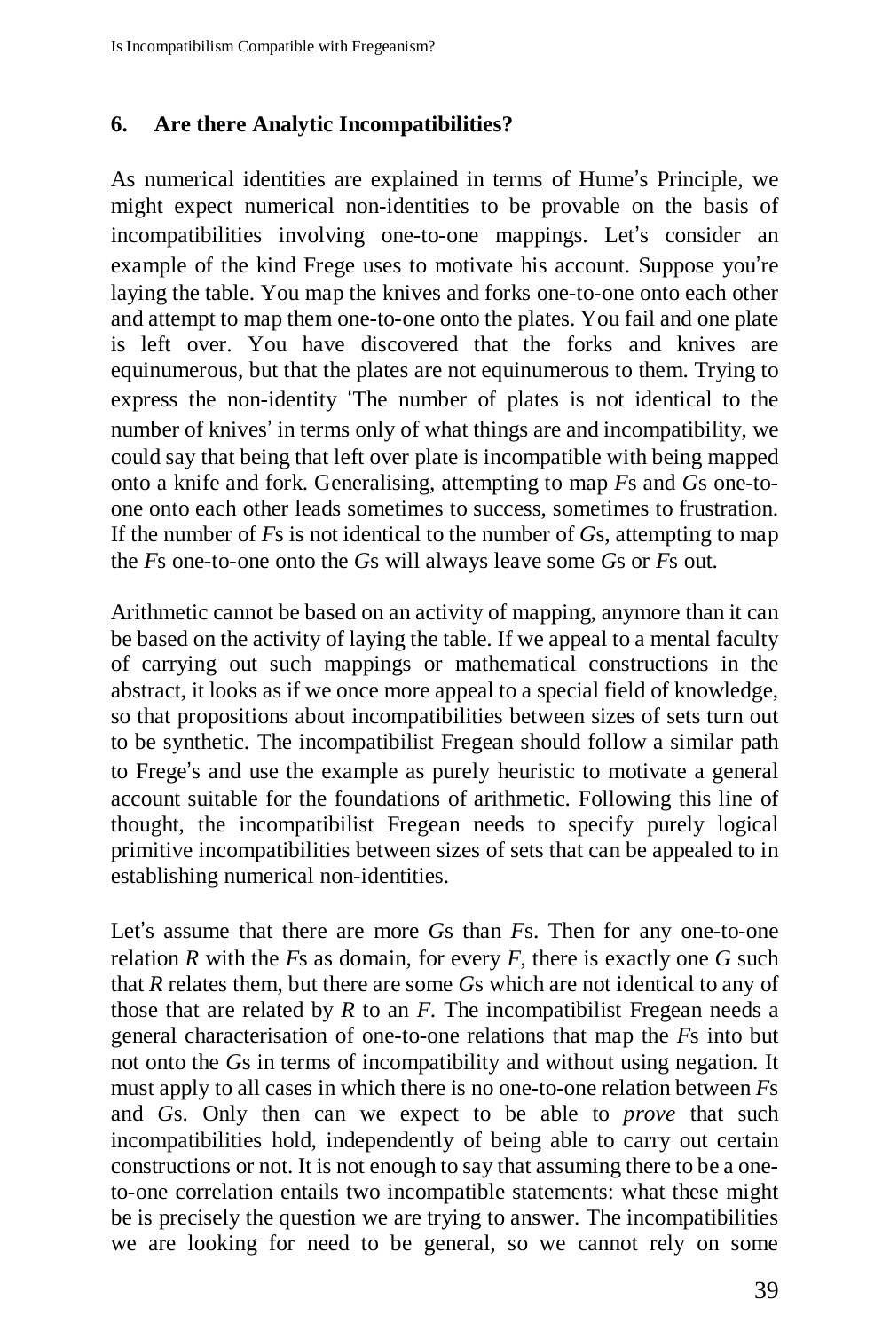## 6. Are there Analytic Incompatibilities?

As numerical identities are explained in terms of Hume's Principle, we might expect numerical non-identities to be provable on the basis of incompatibilities involving one-to-one mappings. Let's consider an example of the kind Frege uses to motivate his account. Suppose you're laying the table. You map the knives and forks one-to-one onto each other and attempt to map them one-to-one onto the plates. You fail and one plate is left over. You have discovered that the forks and knives are equinumerous, but that the plates are not equinumerous to them. Trying to express the non-identity 'The number of plates is not identical to the number of knives' in terms only of what things are and incompatibility, we could say that being that left over plate is incompatible with being mapped onto a knife and fork. Generalising, attempting to map *F*s and *G*s one-to-one onto each other leads sometimes to success, sometimes to frustration. If the number of *F*s is not identical to the number of *G*s, attempting to map the *F*s one-to-one onto the *G*s will always leave some *G*s or *F*s out.

Arithmetic cannot be based on an activity of mapping, anymore than it can be based on the activity of laying the table. If we appeal to a mental faculty of carrying out such mappings or mathematical constructions in the abstract, it looks as if we once more appeal to a special field of knowledge, so that propositions about incompatibilities between sizes of sets turn out to be synthetic. The incompatibilist Fregean should follow a similar path to Frege's and use the example as purely heuristic to motivate a general account suitable for the foundations of arithmetic. Following this line of thought, the incompatibilist Fregean needs to specify purely logical primitive incompatibilities between sizes of sets that can be appealed to in establishing numerical non-identities.

Let's assume that there are more *G*s than *F*s. Then for any one-to-one relation *R* with the *F*s as domain, for every *F*, there is exactly one *G* such that *R* relates them, but there are some *G*s which are not identical to any of those that are related by *R* to an *F*. The incompatibilist Fregean needs a general characterisation of one-to-one relations that map the *F*s into but not onto the *G*s in terms of incompatibility and without using negation. It must apply to all cases in which there is no one-to-one relation between *F*s and *G*s. Only then can we expect to be able to *prove* that such incompatibilities hold, independently of being able to carry out certain constructions or not. It is not enough to say that assuming there to be a one-to-one correlation entails two incompatible statements: what these might be is precisely the question we are trying to answer. The incompatibilities we are looking for need to be general, so we cannot rely on some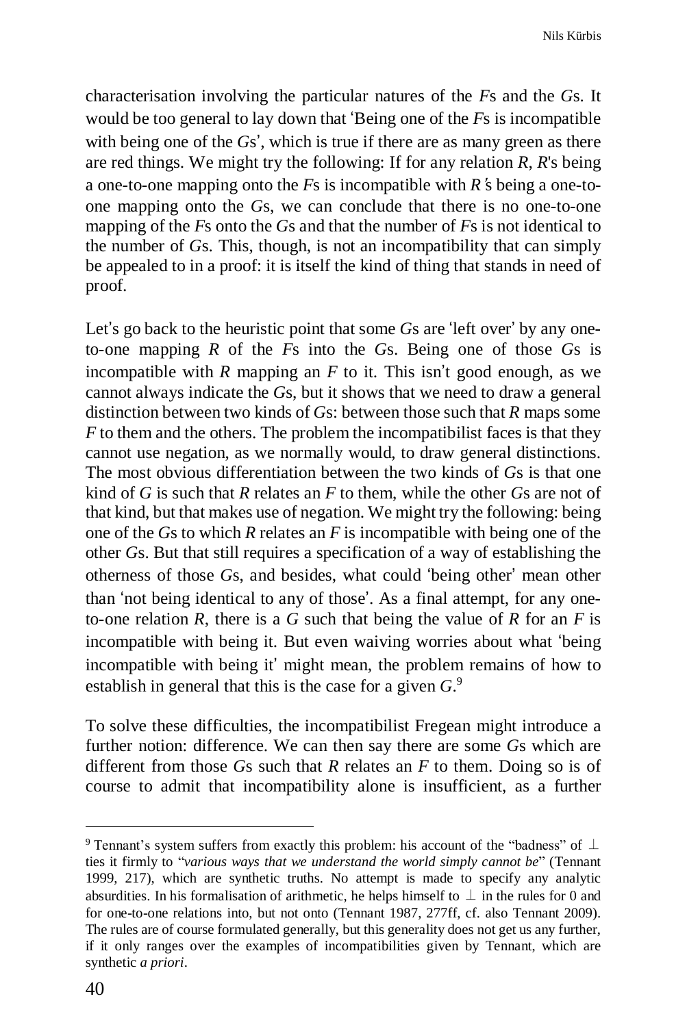characterisation involving the particular natures of the *F*s and the *G*s. It would be too general to lay down that 'Being one of the *F*s is incompatible with being one of the *G*s', which is true if there are as many green as there are red things. We might try the following: If for any relation *R*, *R*'s being a one-to-one mapping onto the *F*s is incompatible with *R*'s being a one-to-one mapping onto the *G*s, we can conclude that there is no one-to-one mapping of the *F*s onto the *G*s and that the number of *F*s is not identical to the number of *G*s. This, though, is not an incompatibility that can simply be appealed to in a proof: it is itself the kind of thing that stands in need of proof.

Let's go back to the heuristic point that some *G*s are 'left over' by any one-to-one mapping *R* of the *F*s into the *G*s. Being one of those *G*s is incompatible with *R* mapping an *F* to it. This isn't good enough, as we cannot always indicate the *G*s, but it shows that we need to draw a general distinction between two kinds of *G*s: between those such that *R* maps some *F* to them and the others. The problem the incompatibilist faces is that they cannot use negation, as we normally would, to draw general distinctions. The most obvious differentiation between the two kinds of *G*s is that one kind of *G* is such that *R* relates an *F* to them, while the other *G*s are not of that kind, but that makes use of negation. We might try the following: being one of the *G*s to which *R* relates an *F* is incompatible with being one of the other *G*s. But that still requires a specification of a way of establishing the otherness of those *G*s, and besides, what could 'being other' mean other than 'not being identical to any of those'. As a final attempt, for any one-to-one relation *R*, there is a *G* such that being the value of *R* for an *F* is incompatible with being it. But even waiving worries about what 'being incompatible with being it' might mean, the problem remains of how to establish in general that this is the case for a given *G*.[9]

To solve these difficulties, the incompatibilist Fregean might introduce a further notion: difference. We can then say there are some *G*s which are different from those *G*s such that *R* relates an *F* to them. Doing so is of course to admit that incompatibility alone is insufficient, as a further

---

[9] Tennant's system suffers from exactly this problem: his account of the "badness" of $\bot$ ties it firmly to "*various ways that we understand the world simply cannot be*" (Tennant 1999, 217), which are synthetic truths. No attempt is made to specify any analytic absurdities. In his formalisation of arithmetic, he helps himself to $\bot$ in the rules for 0 and for one-to-one relations into, but not onto (Tennant 1987, 277ff, cf. also Tennant 2009). The rules are of course formulated generally, but this generality does not get us any further, if it only ranges over the examples of incompatibilities given by Tennant, which are synthetic *a priori*.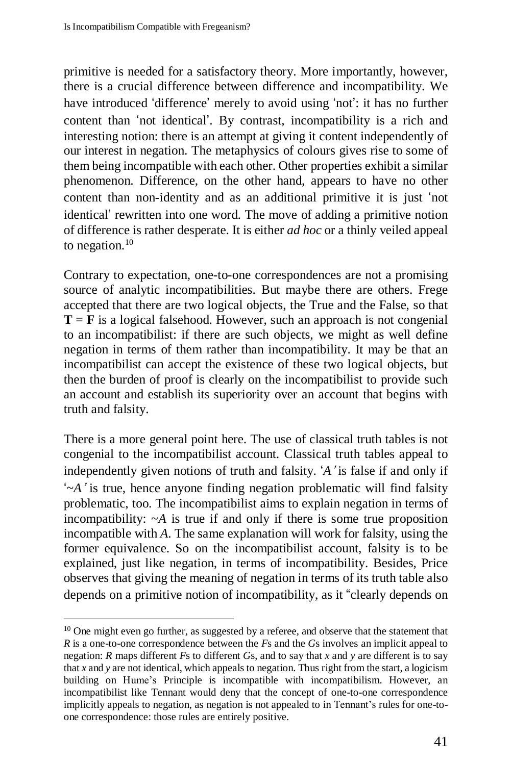primitive is needed for a satisfactory theory. More importantly, however, there is a crucial difference between difference and incompatibility. We have introduced 'difference' merely to avoid using 'not': it has no further content than 'not identical'. By contrast, incompatibility is a rich and interesting notion: there is an attempt at giving it content independently of our interest in negation. The metaphysics of colours gives rise to some of them being incompatible with each other. Other properties exhibit a similar phenomenon. Difference, on the other hand, appears to have no other content than non-identity and as an additional primitive it is just 'not identical' rewritten into one word. The move of adding a primitive notion of difference is rather desperate. It is either *ad hoc* or a thinly veiled appeal to negation.[10]

Contrary to expectation, one-to-one correspondences are not a promising source of analytic incompatibilities. But maybe there are others. Frege accepted that there are two logical objects, the True and the False, so that **T** = **F** is a logical falsehood. However, such an approach is not congenial to an incompatibilist: if there are such objects, we might as well define negation in terms of them rather than incompatibility. It may be that an incompatibilist can accept the existence of these two logical objects, but then the burden of proof is clearly on the incompatibilist to provide such an account and establish its superiority over an account that begins with truth and falsity.

There is a more general point here. The use of classical truth tables is not congenial to the incompatibilist account. Classical truth tables appeal to independently given notions of truth and falsity. '*A*' is false if and only if '$\sim A$' is true, hence anyone finding negation problematic will find falsity problematic, too. The incompatibilist aims to explain negation in terms of incompatibility: $\sim A$ is true if and only if there is some true proposition incompatible with *A*. The same explanation will work for falsity, using the former equivalence. So on the incompatibilist account, falsity is to be explained, just like negation, in terms of incompatibility. Besides, Price observes that giving the meaning of negation in terms of its truth table also depends on a primitive notion of incompatibility, as it "clearly depends on

---

[10] One might even go further, as suggested by a referee, and observe that the statement that *R* is a one-to-one correspondence between the *F*s and the *G*s involves an implicit appeal to negation: *R* maps different *F*s to different *G*s, and to say that *x* and *y* are different is to say that *x* and *y* are not identical, which appeals to negation. Thus right from the start, a logicism building on Hume's Principle is incompatible with incompatibilism. However, an incompatibilist like Tennant would deny that the concept of one-to-one correspondence implicitly appeals to negation, as negation is not appealed to in Tennant's rules for one-to-one correspondence: those rules are entirely positive.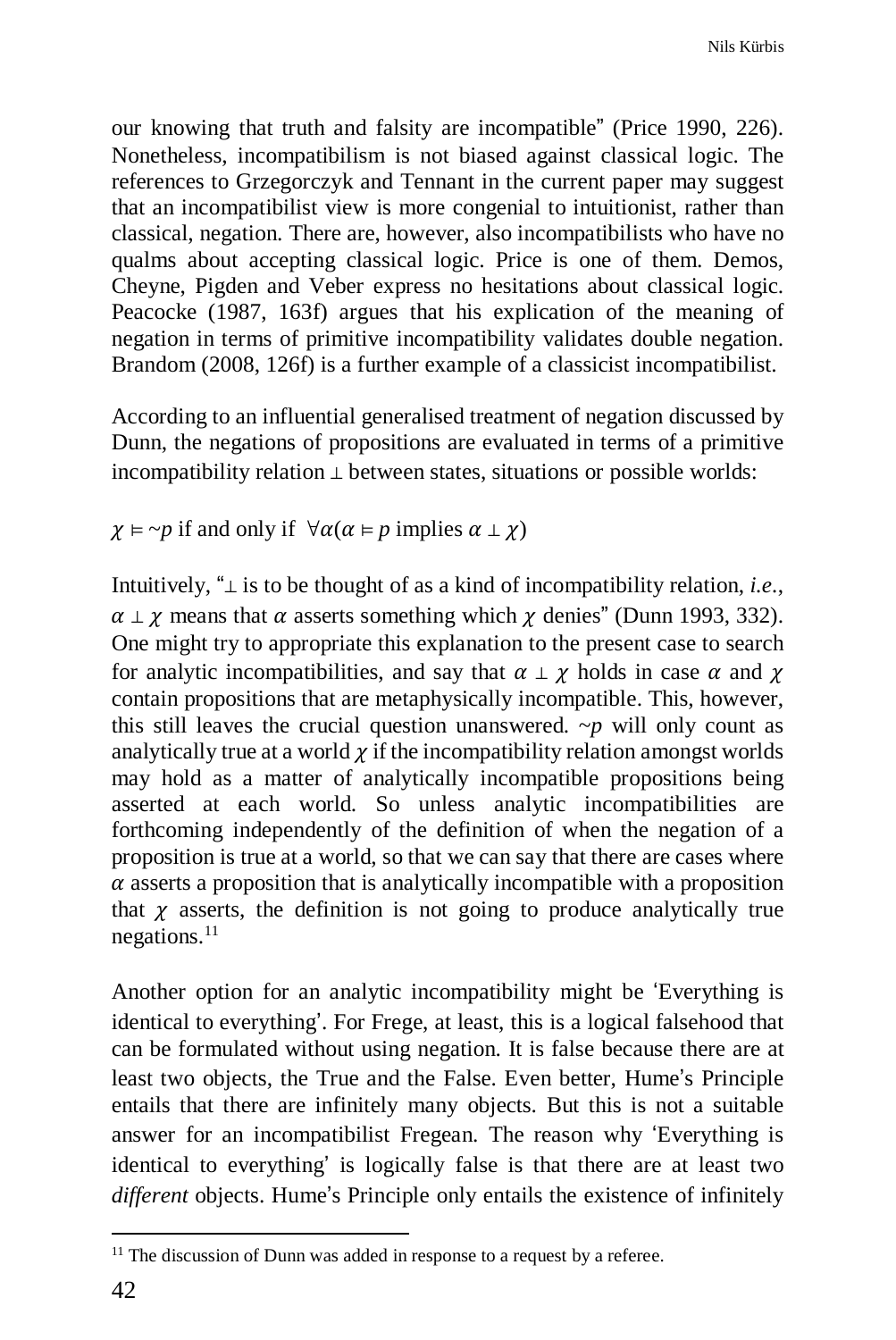our knowing that truth and falsity are incompatible" (Price 1990, 226). Nonetheless, incompatibilism is not biased against classical logic. The references to Grzegorczyk and Tennant in the current paper may suggest that an incompatibilist view is more congenial to intuitionist, rather than classical, negation. There are, however, also incompatibilists who have no qualms about accepting classical logic. Price is one of them. Demos, Cheyne, Pigden and Veber express no hesitations about classical logic. Peacocke (1987, 163f) argues that his explication of the meaning of negation in terms of primitive incompatibility validates double negation. Brandom (2008, 126f) is a further example of a classicist incompatibilist.

According to an influential generalised treatment of negation discussed by Dunn, the negations of propositions are evaluated in terms of a primitive incompatibility relation $\perp$ between states, situations or possible worlds:

$\chi \vDash {\sim}p$ if and only if $\forall\alpha(\alpha \vDash p$ implies $\alpha \perp \chi)$

Intuitively, "$\perp$ is to be thought of as a kind of incompatibility relation, *i.e.*, $\alpha \perp \chi$ means that $\alpha$ asserts something which $\chi$ denies" (Dunn 1993, 332). One might try to appropriate this explanation to the present case to search for analytic incompatibilities, and say that $\alpha \perp \chi$ holds in case $\alpha$ and $\chi$ contain propositions that are metaphysically incompatible. This, however, this still leaves the crucial question unanswered. ${\sim}p$ will only count as analytically true at a world $\chi$ if the incompatibility relation amongst worlds may hold as a matter of analytically incompatible propositions being asserted at each world. So unless analytic incompatibilities are forthcoming independently of the definition of when the negation of a proposition is true at a world, so that we can say that there are cases where $\alpha$ asserts a proposition that is analytically incompatible with a proposition that $\chi$ asserts, the definition is not going to produce analytically true negations.[11]

Another option for an analytic incompatibility might be 'Everything is identical to everything'. For Frege, at least, this is a logical falsehood that can be formulated without using negation. It is false because there are at least two objects, the True and the False. Even better, Hume's Principle entails that there are infinitely many objects. But this is not a suitable answer for an incompatibilist Fregean. The reason why 'Everything is identical to everything' is logically false is that there are at least two *different* objects. Hume's Principle only entails the existence of infinitely

[11] The discussion of Dunn was added in response to a request by a referee.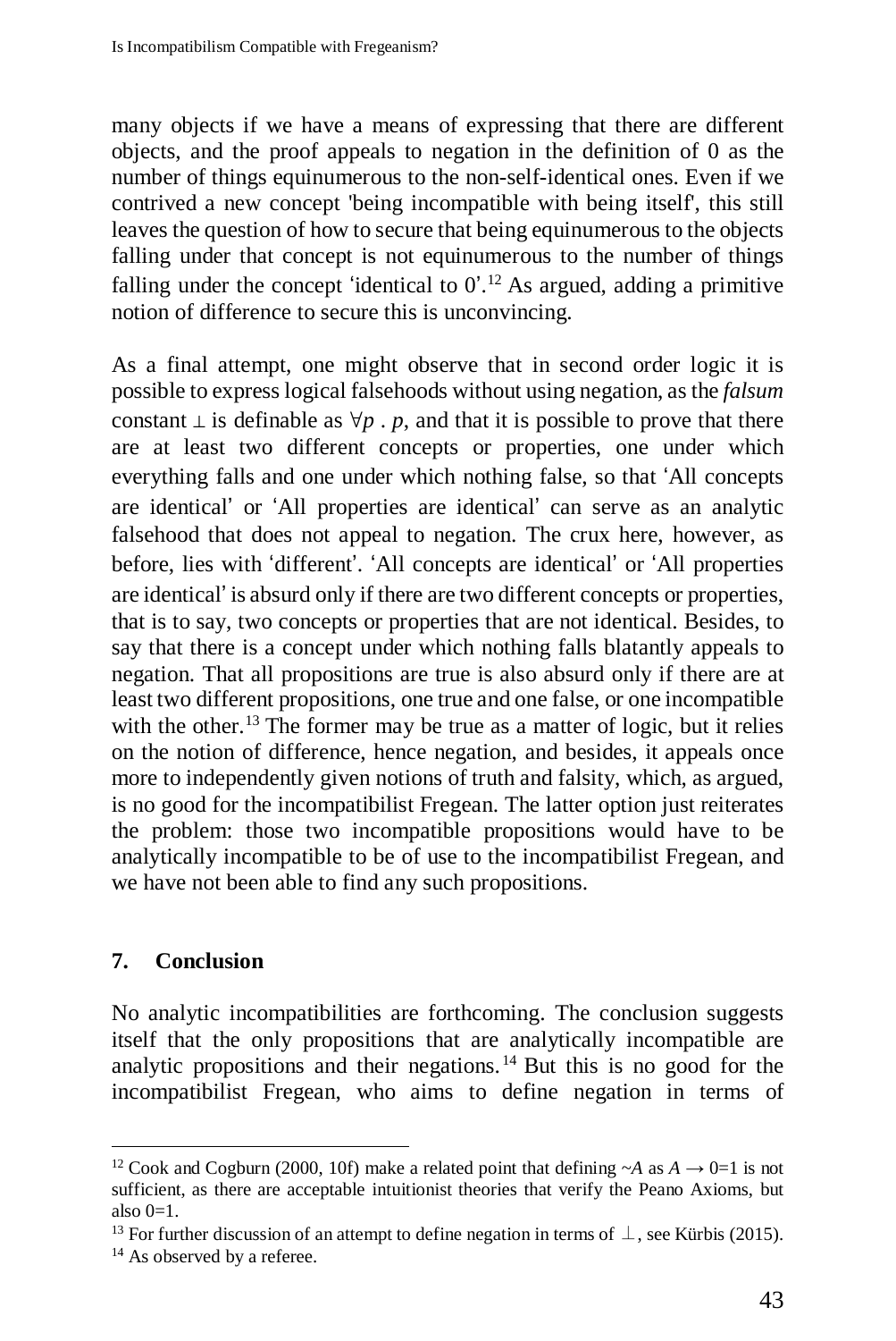many objects if we have a means of expressing that there are different objects, and the proof appeals to negation in the definition of 0 as the number of things equinumerous to the non-self-identical ones. Even if we contrived a new concept 'being incompatible with being itself', this still leaves the question of how to secure that being equinumerous to the objects falling under that concept is not equinumerous to the number of things falling under the concept 'identical to 0'.[12] As argued, adding a primitive notion of difference to secure this is unconvincing.

As a final attempt, one might observe that in second order logic it is possible to express logical falsehoods without using negation, as the *falsum* constant $\bot$ is definable as $\forall p \,.\, p$, and that it is possible to prove that there are at least two different concepts or properties, one under which everything falls and one under which nothing false, so that 'All concepts are identical' or 'All properties are identical' can serve as an analytic falsehood that does not appeal to negation. The crux here, however, as before, lies with 'different'. 'All concepts are identical' or 'All properties are identical' is absurd only if there are two different concepts or properties, that is to say, two concepts or properties that are not identical. Besides, to say that there is a concept under which nothing falls blatantly appeals to negation. That all propositions are true is also absurd only if there are at least two different propositions, one true and one false, or one incompatible with the other.[13] The former may be true as a matter of logic, but it relies on the notion of difference, hence negation, and besides, it appeals once more to independently given notions of truth and falsity, which, as argued, is no good for the incompatibilist Fregean. The latter option just reiterates the problem: those two incompatible propositions would have to be analytically incompatible to be of use to the incompatibilist Fregean, and we have not been able to find any such propositions.

## 7. Conclusion

No analytic incompatibilities are forthcoming. The conclusion suggests itself that the only propositions that are analytically incompatible are analytic propositions and their negations.[14] But this is no good for the incompatibilist Fregean, who aims to define negation in terms of

---

[12] Cook and Cogburn (2000, 10f) make a related point that defining $\sim A$ as $A \rightarrow 0{=}1$ is not sufficient, as there are acceptable intuitionist theories that verify the Peano Axioms, but also $0{=}1$.

[13] For further discussion of an attempt to define negation in terms of $\bot$, see Kürbis (2015).

[14] As observed by a referee.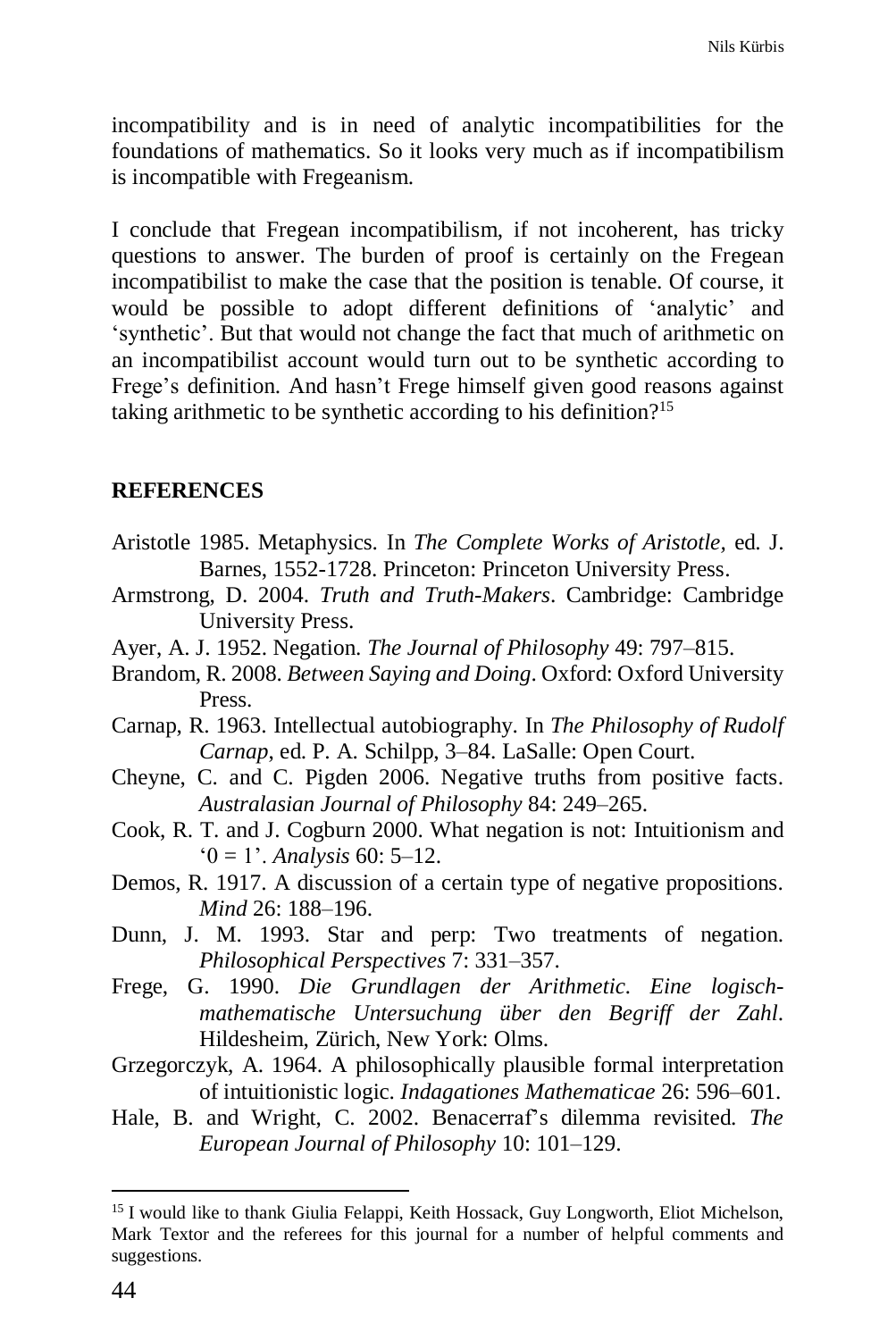incompatibility and is in need of analytic incompatibilities for the foundations of mathematics. So it looks very much as if incompatibilism is incompatible with Fregeanism.

I conclude that Fregean incompatibilism, if not incoherent, has tricky questions to answer. The burden of proof is certainly on the Fregean incompatibilist to make the case that the position is tenable. Of course, it would be possible to adopt different definitions of 'analytic' and 'synthetic'. But that would not change the fact that much of arithmetic on an incompatibilist account would turn out to be synthetic according to Frege's definition. And hasn't Frege himself given good reasons against taking arithmetic to be synthetic according to his definition?[15]

## REFERENCES

Aristotle 1985. Metaphysics. In *The Complete Works of Aristotle*, ed. J. Barnes, 1552-1728. Princeton: Princeton University Press.

Armstrong, D. 2004. *Truth and Truth-Makers*. Cambridge: Cambridge University Press.

Ayer, A. J. 1952. Negation. *The Journal of Philosophy* 49: 797–815.

Brandom, R. 2008. *Between Saying and Doing*. Oxford: Oxford University Press.

Carnap, R. 1963. Intellectual autobiography. In *The Philosophy of Rudolf Carnap*, ed. P. A. Schilpp, 3–84. LaSalle: Open Court.

Cheyne, C. and C. Pigden 2006. Negative truths from positive facts. *Australasian Journal of Philosophy* 84: 249–265.

Cook, R. T. and J. Cogburn 2000. What negation is not: Intuitionism and '0 = 1'. *Analysis* 60: 5–12.

Demos, R. 1917. A discussion of a certain type of negative propositions. *Mind* 26: 188–196.

Dunn, J. M. 1993. Star and perp: Two treatments of negation. *Philosophical Perspectives* 7: 331–357.

Frege, G. 1990. *Die Grundlagen der Arithmetic. Eine logisch-mathematische Untersuchung über den Begriff der Zahl*. Hildesheim, Zürich, New York: Olms.

Grzegorczyk, A. 1964. A philosophically plausible formal interpretation of intuitionistic logic. *Indagationes Mathematicae* 26: 596–601.

Hale, B. and Wright, C. 2002. Benacerraf's dilemma revisited. *The European Journal of Philosophy* 10: 101–129.

---

[15] I would like to thank Giulia Felappi, Keith Hossack, Guy Longworth, Eliot Michelson, Mark Textor and the referees for this journal for a number of helpful comments and suggestions.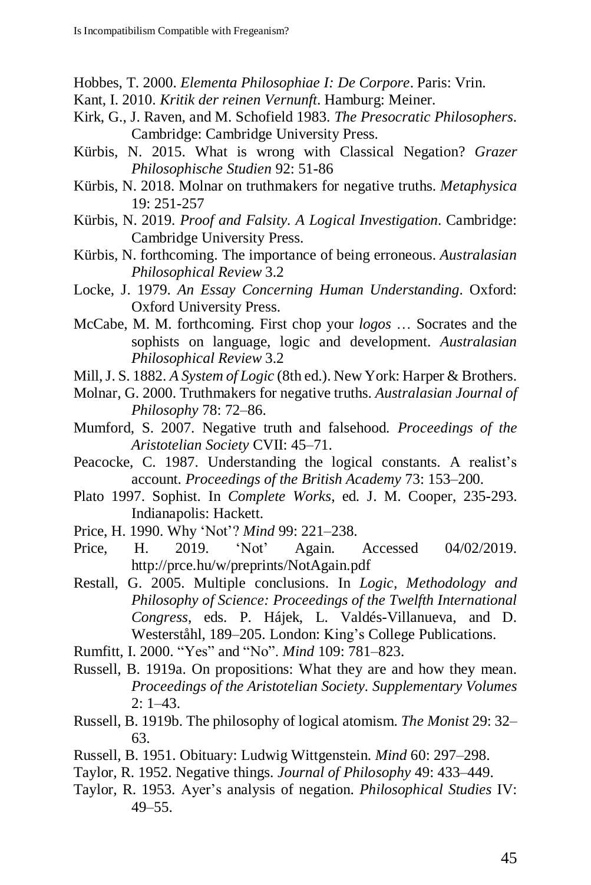Hobbes, T. 2000. *Elementa Philosophiae I: De Corpore*. Paris: Vrin.

Kant, I. 2010. *Kritik der reinen Vernunft*. Hamburg: Meiner.

Kirk, G., J. Raven, and M. Schofield 1983. *The Presocratic Philosophers*. Cambridge: Cambridge University Press.

Kürbis, N. 2015. What is wrong with Classical Negation? *Grazer Philosophische Studien* 92: 51-86

Kürbis, N. 2018. Molnar on truthmakers for negative truths. *Metaphysica* 19: 251-257

Kürbis, N. 2019. *Proof and Falsity. A Logical Investigation*. Cambridge: Cambridge University Press.

Kürbis, N. forthcoming. The importance of being erroneous. *Australasian Philosophical Review* 3.2

Locke, J. 1979. *An Essay Concerning Human Understanding*. Oxford: Oxford University Press.

McCabe, M. M. forthcoming. First chop your *logos* … Socrates and the sophists on language, logic and development. *Australasian Philosophical Review* 3.2

Mill, J. S. 1882. *A System of Logic* (8th ed.). New York: Harper & Brothers.

Molnar, G. 2000. Truthmakers for negative truths. *Australasian Journal of Philosophy* 78: 72–86.

Mumford, S. 2007. Negative truth and falsehood. *Proceedings of the Aristotelian Society* CVII: 45–71.

Peacocke, C. 1987. Understanding the logical constants. A realist's account. *Proceedings of the British Academy* 73: 153–200.

Plato 1997. Sophist. In *Complete Works*, ed. J. M. Cooper, 235-293. Indianapolis: Hackett.

Price, H. 1990. Why 'Not'? *Mind* 99: 221–238.

Price, H. 2019. 'Not' Again. Accessed 04/02/2019. http://prce.hu/w/preprints/NotAgain.pdf

Restall, G. 2005. Multiple conclusions. In *Logic, Methodology and Philosophy of Science: Proceedings of the Twelfth International Congress*, eds. P. Hájek, L. Valdés-Villanueva, and D. Westerståhl, 189–205. London: King's College Publications.

Rumfitt, I. 2000. "Yes" and "No". *Mind* 109: 781–823.

Russell, B. 1919a. On propositions: What they are and how they mean. *Proceedings of the Aristotelian Society. Supplementary Volumes* 2: 1–43.

Russell, B. 1919b. The philosophy of logical atomism. *The Monist* 29: 32–63.

Russell, B. 1951. Obituary: Ludwig Wittgenstein. *Mind* 60: 297–298.

Taylor, R. 1952. Negative things. *Journal of Philosophy* 49: 433–449.

Taylor, R. 1953. Ayer's analysis of negation. *Philosophical Studies* IV: 49–55.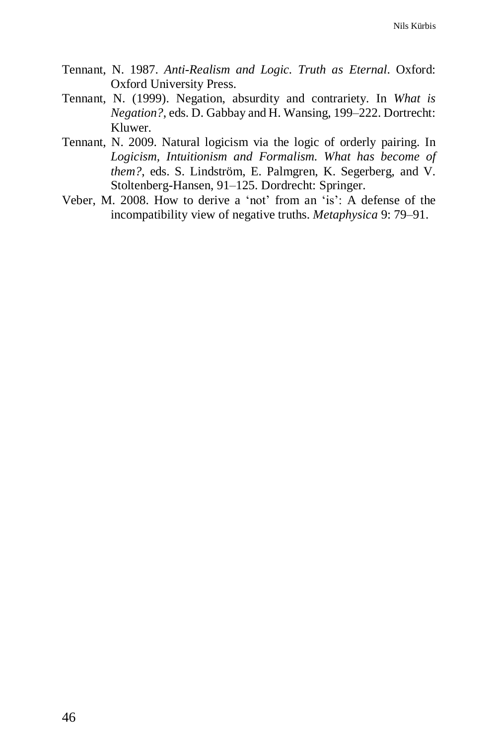Tennant, N. 1987. *Anti-Realism and Logic. Truth as Eternal*. Oxford: Oxford University Press.

Tennant, N. (1999). Negation, absurdity and contrariety. In *What is Negation?*, eds. D. Gabbay and H. Wansing, 199–222. Dortrecht: Kluwer.

Tennant, N. 2009. Natural logicism via the logic of orderly pairing. In *Logicism, Intuitionism and Formalism. What has become of them?*, eds. S. Lindström, E. Palmgren, K. Segerberg, and V. Stoltenberg-Hansen, 91–125. Dordrecht: Springer.

Veber, M. 2008. How to derive a 'not' from an 'is': A defense of the incompatibility view of negative truths. *Metaphysica* 9: 79–91.